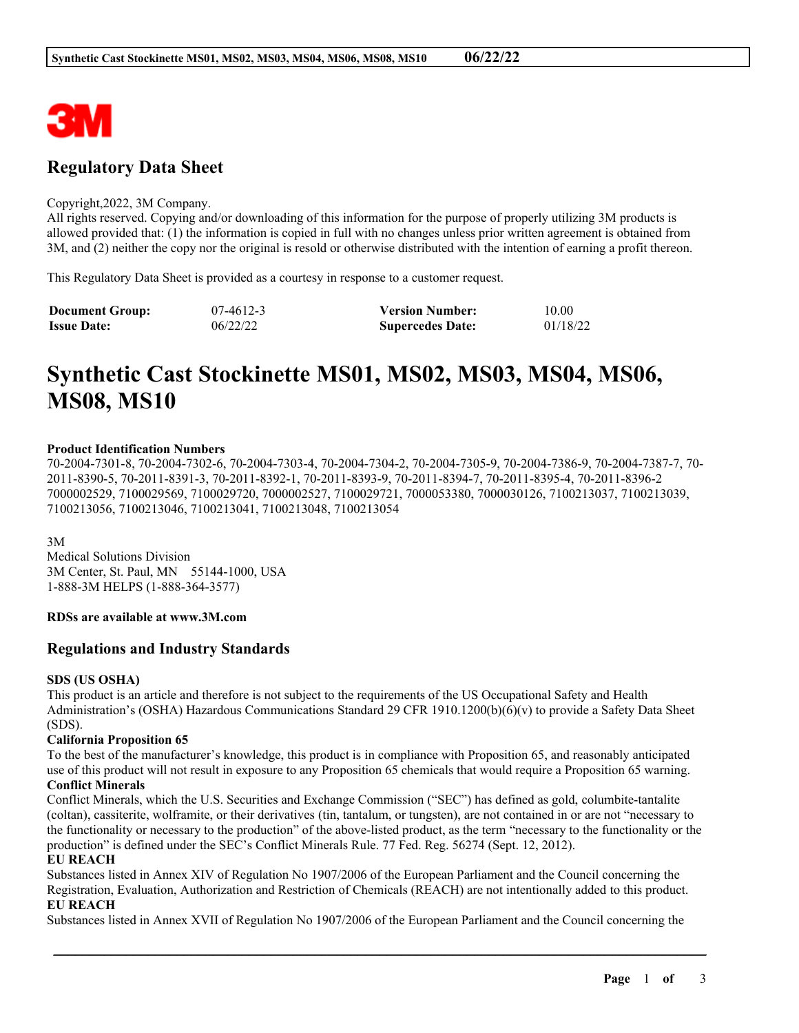# Regulatory Data Sheet

Copyright,2022, 3M Company.
All rights reserved. Copying and/or downloading of this information for the purpose of properly utilizing 3M products is allowed provided that: (1) the information is copied in full with no changes unless prior written agreement is obtained from 3M, and (2) neither the copy nor the original is resold or otherwise distributed with the intention of earning a profit thereon.

This Regulatory Data Sheet is provided as a courtesy in response to a customer request.

| **Document Group:** | 07-4612-3 | **Version Number:** | 10.00 |
|---|---|---|---|
| **Issue Date:** | 06/22/22 | **Supercedes Date:** | 01/18/22 |

# Synthetic Cast Stockinette MS01, MS02, MS03, MS04, MS06, MS08, MS10

**Product Identification Numbers**

70-2004-7301-8, 70-2004-7302-6, 70-2004-7303-4, 70-2004-7304-2, 70-2004-7305-9, 70-2004-7386-9, 70-2004-7387-7, 70-2011-8390-5, 70-2011-8391-3, 70-2011-8392-1, 70-2011-8393-9, 70-2011-8394-7, 70-2011-8395-4, 70-2011-8396-2
7000002529, 7100029569, 7100029720, 7000002527, 7100029721, 7000053380, 7000030126, 7100213037, 7100213039, 7100213056, 7100213046, 7100213041, 7100213048, 7100213054

3M
Medical Solutions Division
3M Center, St. Paul, MN 55144-1000, USA
1-888-3M HELPS (1-888-364-3577)

**RDSs are available at www.3M.com**

## Regulations and Industry Standards

**SDS (US OSHA)**

This product is an article and therefore is not subject to the requirements of the US Occupational Safety and Health Administration's (OSHA) Hazardous Communications Standard 29 CFR 1910.1200(b)(6)(v) to provide a Safety Data Sheet (SDS).

**California Proposition 65**

To the best of the manufacturer's knowledge, this product is in compliance with Proposition 65, and reasonably anticipated use of this product will not result in exposure to any Proposition 65 chemicals that would require a Proposition 65 warning.

**Conflict Minerals**

Conflict Minerals, which the U.S. Securities and Exchange Commission ("SEC") has defined as gold, columbite-tantalite (coltan), cassiterite, wolframite, or their derivatives (tin, tantalum, or tungsten), are not contained in or are not "necessary to the functionality or necessary to the production" of the above-listed product, as the term "necessary to the functionality or the production" is defined under the SEC's Conflict Minerals Rule. 77 Fed. Reg. 56274 (Sept. 12, 2012).

**EU REACH**

Substances listed in Annex XIV of Regulation No 1907/2006 of the European Parliament and the Council concerning the Registration, Evaluation, Authorization and Restriction of Chemicals (REACH) are not intentionally added to this product.

**EU REACH**

Substances listed in Annex XVII of Regulation No 1907/2006 of the European Parliament and the Council concerning the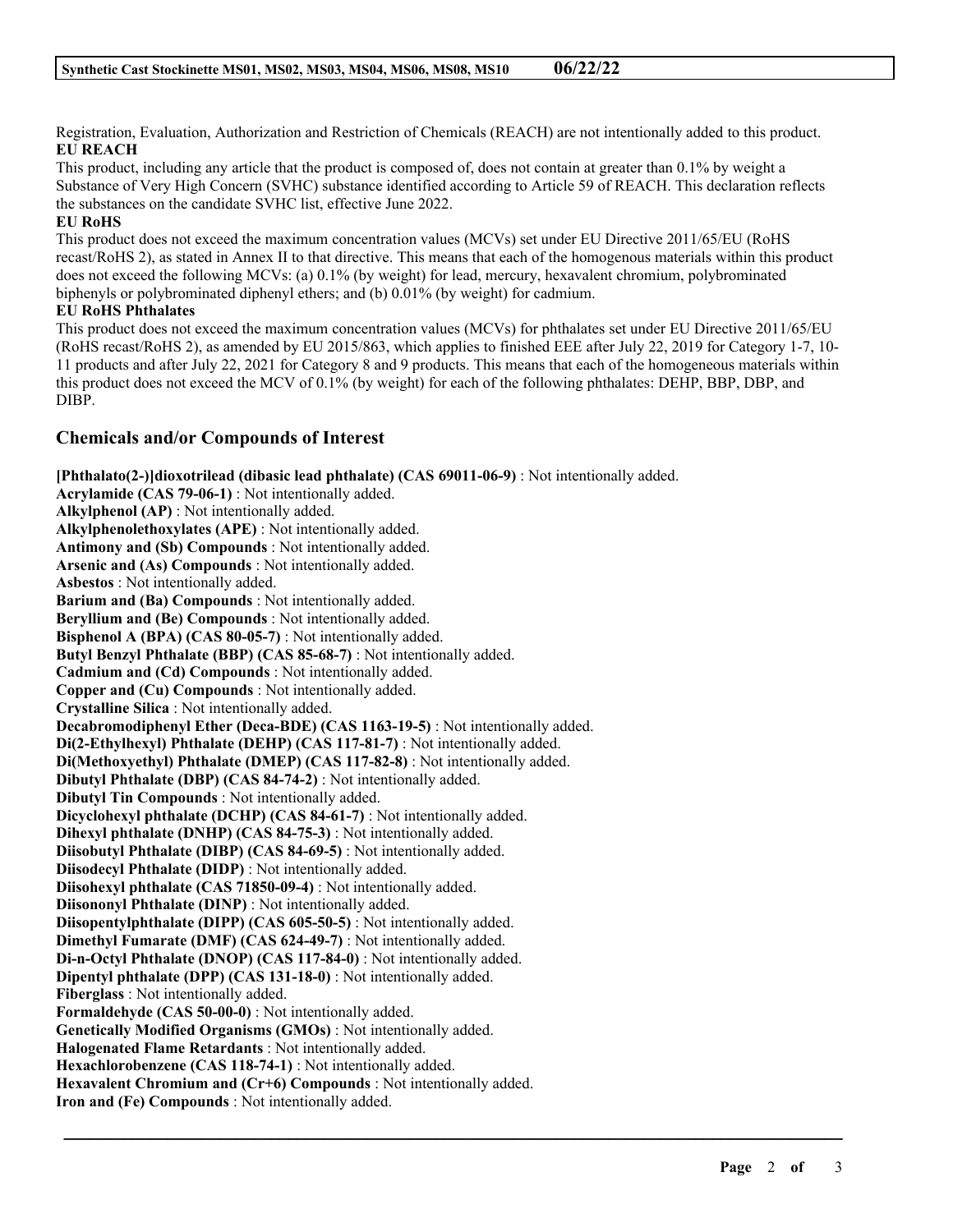Registration, Evaluation, Authorization and Restriction of Chemicals (REACH) are not intentionally added to this product.

**EU REACH**

This product, including any article that the product is composed of, does not contain at greater than 0.1% by weight a Substance of Very High Concern (SVHC) substance identified according to Article 59 of REACH. This declaration reflects the substances on the candidate SVHC list, effective June 2022.

**EU RoHS**

This product does not exceed the maximum concentration values (MCVs) set under EU Directive 2011/65/EU (RoHS recast/RoHS 2), as stated in Annex II to that directive. This means that each of the homogenous materials within this product does not exceed the following MCVs: (a) 0.1% (by weight) for lead, mercury, hexavalent chromium, polybrominated biphenyls or polybrominated diphenyl ethers; and (b) 0.01% (by weight) for cadmium.

**EU RoHS Phthalates**

This product does not exceed the maximum concentration values (MCVs) for phthalates set under EU Directive 2011/65/EU (RoHS recast/RoHS 2), as amended by EU 2015/863, which applies to finished EEE after July 22, 2019 for Category 1-7, 10-11 products and after July 22, 2021 for Category 8 and 9 products. This means that each of the homogeneous materials within this product does not exceed the MCV of 0.1% (by weight) for each of the following phthalates: DEHP, BBP, DBP, and DIBP.

## Chemicals and/or Compounds of Interest

**[Phthalato(2-)]dioxotrilead (dibasic lead phthalate) (CAS 69011-06-9)** : Not intentionally added.
**Acrylamide (CAS 79-06-1)** : Not intentionally added.
**Alkylphenol (AP)** : Not intentionally added.
**Alkylphenolethoxylates (APE)** : Not intentionally added.
**Antimony and (Sb) Compounds** : Not intentionally added.
**Arsenic and (As) Compounds** : Not intentionally added.
**Asbestos** : Not intentionally added.
**Barium and (Ba) Compounds** : Not intentionally added.
**Beryllium and (Be) Compounds** : Not intentionally added.
**Bisphenol A (BPA) (CAS 80-05-7)** : Not intentionally added.
**Butyl Benzyl Phthalate (BBP) (CAS 85-68-7)** : Not intentionally added.
**Cadmium and (Cd) Compounds** : Not intentionally added.
**Copper and (Cu) Compounds** : Not intentionally added.
**Crystalline Silica** : Not intentionally added.
**Decabromodiphenyl Ether (Deca-BDE) (CAS 1163-19-5)** : Not intentionally added.
**Di(2-Ethylhexyl) Phthalate (DEHP) (CAS 117-81-7)** : Not intentionally added.
**Di(Methoxyethyl) Phthalate (DMEP) (CAS 117-82-8)** : Not intentionally added.
**Dibutyl Phthalate (DBP) (CAS 84-74-2)** : Not intentionally added.
**Dibutyl Tin Compounds** : Not intentionally added.
**Dicyclohexyl phthalate (DCHP) (CAS 84-61-7)** : Not intentionally added.
**Dihexyl phthalate (DNHP) (CAS 84-75-3)** : Not intentionally added.
**Diisobutyl Phthalate (DIBP) (CAS 84-69-5)** : Not intentionally added.
**Diisodecyl Phthalate (DIDP)** : Not intentionally added.
**Diisohexyl phthalate (CAS 71850-09-4)** : Not intentionally added.
**Diisononyl Phthalate (DINP)** : Not intentionally added.
**Diisopentylphthalate (DIPP) (CAS 605-50-5)** : Not intentionally added.
**Dimethyl Fumarate (DMF) (CAS 624-49-7)** : Not intentionally added.
**Di-n-Octyl Phthalate (DNOP) (CAS 117-84-0)** : Not intentionally added.
**Dipentyl phthalate (DPP) (CAS 131-18-0)** : Not intentionally added.
**Fiberglass** : Not intentionally added.
**Formaldehyde (CAS 50-00-0)** : Not intentionally added.
**Genetically Modified Organisms (GMOs)** : Not intentionally added.
**Halogenated Flame Retardants** : Not intentionally added.
**Hexachlorobenzene (CAS 118-74-1)** : Not intentionally added.
**Hexavalent Chromium and (Cr+6) Compounds** : Not intentionally added.
**Iron and (Fe) Compounds** : Not intentionally added.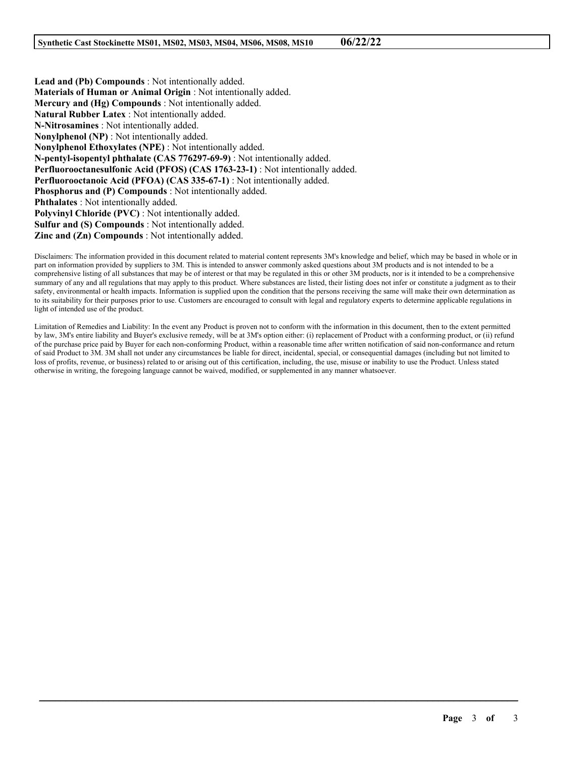**Lead and (Pb) Compounds** : Not intentionally added.
**Materials of Human or Animal Origin** : Not intentionally added.
**Mercury and (Hg) Compounds** : Not intentionally added.
**Natural Rubber Latex** : Not intentionally added.
**N-Nitrosamines** : Not intentionally added.
**Nonylphenol (NP)** : Not intentionally added.
**Nonylphenol Ethoxylates (NPE)** : Not intentionally added.
**N-pentyl-isopentyl phthalate (CAS 776297-69-9)** : Not intentionally added.
**Perfluorooctanesulfonic Acid (PFOS) (CAS 1763-23-1)** : Not intentionally added.
**Perfluorooctanoic Acid (PFOA) (CAS 335-67-1)** : Not intentionally added.
**Phosphorus and (P) Compounds** : Not intentionally added.
**Phthalates** : Not intentionally added.
**Polyvinyl Chloride (PVC)** : Not intentionally added.
**Sulfur and (S) Compounds** : Not intentionally added.
**Zinc and (Zn) Compounds** : Not intentionally added.

Disclaimers: The information provided in this document related to material content represents 3M's knowledge and belief, which may be based in whole or in part on information provided by suppliers to 3M. This is intended to answer commonly asked questions about 3M products and is not intended to be a comprehensive listing of all substances that may be of interest or that may be regulated in this or other 3M products, nor is it intended to be a comprehensive summary of any and all regulations that may apply to this product. Where substances are listed, their listing does not infer or constitute a judgment as to their safety, environmental or health impacts. Information is supplied upon the condition that the persons receiving the same will make their own determination as to its suitability for their purposes prior to use. Customers are encouraged to consult with legal and regulatory experts to determine applicable regulations in light of intended use of the product.

Limitation of Remedies and Liability: In the event any Product is proven not to conform with the information in this document, then to the extent permitted by law, 3M's entire liability and Buyer's exclusive remedy, will be at 3M's option either: (i) replacement of Product with a conforming product, or (ii) refund of the purchase price paid by Buyer for each non-conforming Product, within a reasonable time after written notification of said non-conformance and return of said Product to 3M. 3M shall not under any circumstances be liable for direct, incidental, special, or consequential damages (including but not limited to loss of profits, revenue, or business) related to or arising out of this certification, including, the use, misuse or inability to use the Product. Unless stated otherwise in writing, the foregoing language cannot be waived, modified, or supplemented in any manner whatsoever.